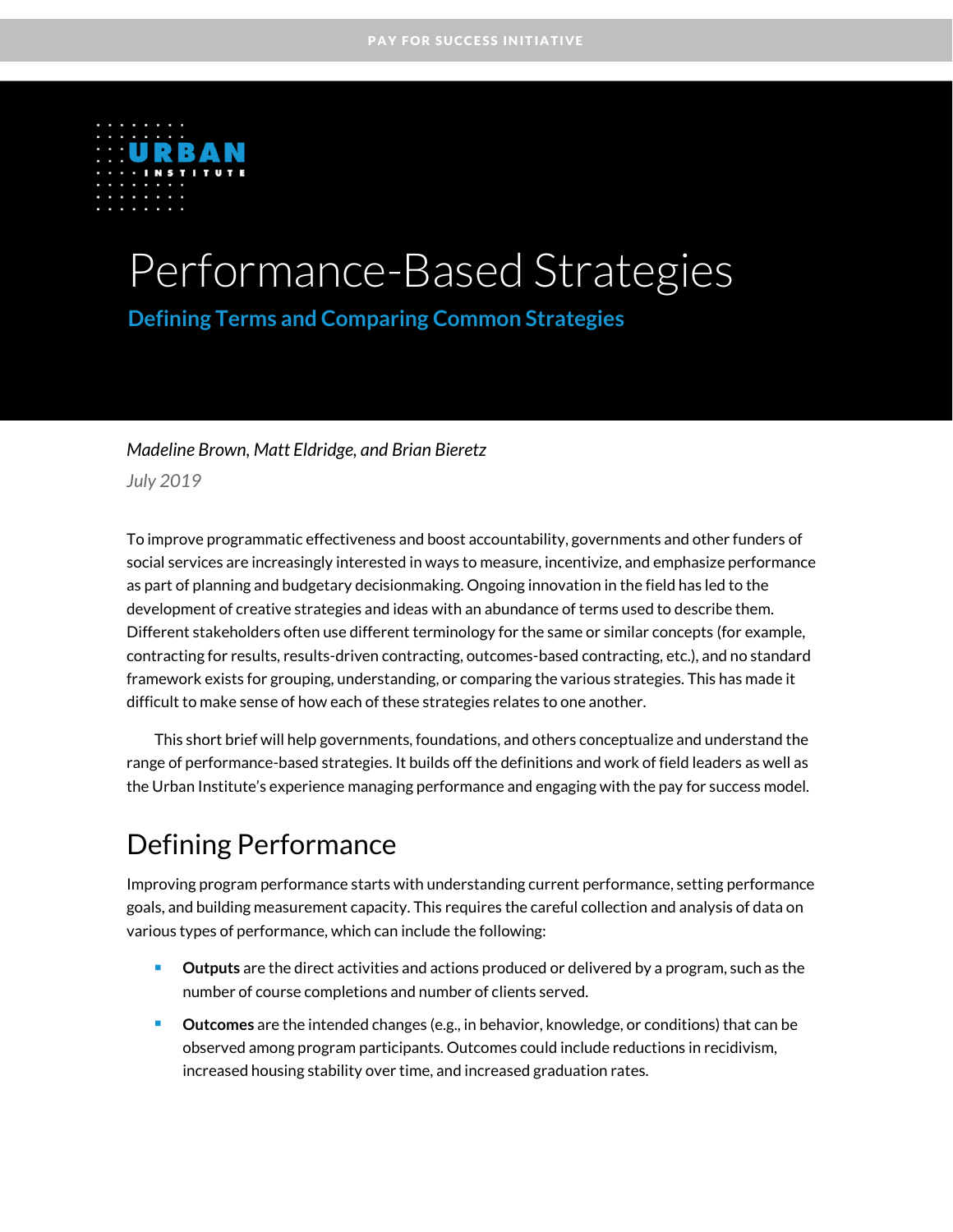PAY FOR SUCCESS INITIATIVE

URBAN INSTITUTE

# Performance-Based Strategies

## Defining Terms and Comparing Common Strategies

*Madeline Brown, Matt Eldridge, and Brian Bieretz*

*July 2019*

To improve programmatic effectiveness and boost accountability, governments and other funders of social services are increasingly interested in ways to measure, incentivize, and emphasize performance as part of planning and budgetary decisionmaking. Ongoing innovation in the field has led to the development of creative strategies and ideas with an abundance of terms used to describe them. Different stakeholders often use different terminology for the same or similar concepts (for example, contracting for results, results-driven contracting, outcomes-based contracting, etc.), and no standard framework exists for grouping, understanding, or comparing the various strategies. This has made it difficult to make sense of how each of these strategies relates to one another.

This short brief will help governments, foundations, and others conceptualize and understand the range of performance-based strategies. It builds off the definitions and work of field leaders as well as the Urban Institute's experience managing performance and engaging with the pay for success model.

## Defining Performance

Improving program performance starts with understanding current performance, setting performance goals, and building measurement capacity. This requires the careful collection and analysis of data on various types of performance, which can include the following:

- **Outputs** are the direct activities and actions produced or delivered by a program, such as the number of course completions and number of clients served.
- **Outcomes** are the intended changes (e.g., in behavior, knowledge, or conditions) that can be observed among program participants. Outcomes could include reductions in recidivism, increased housing stability over time, and increased graduation rates.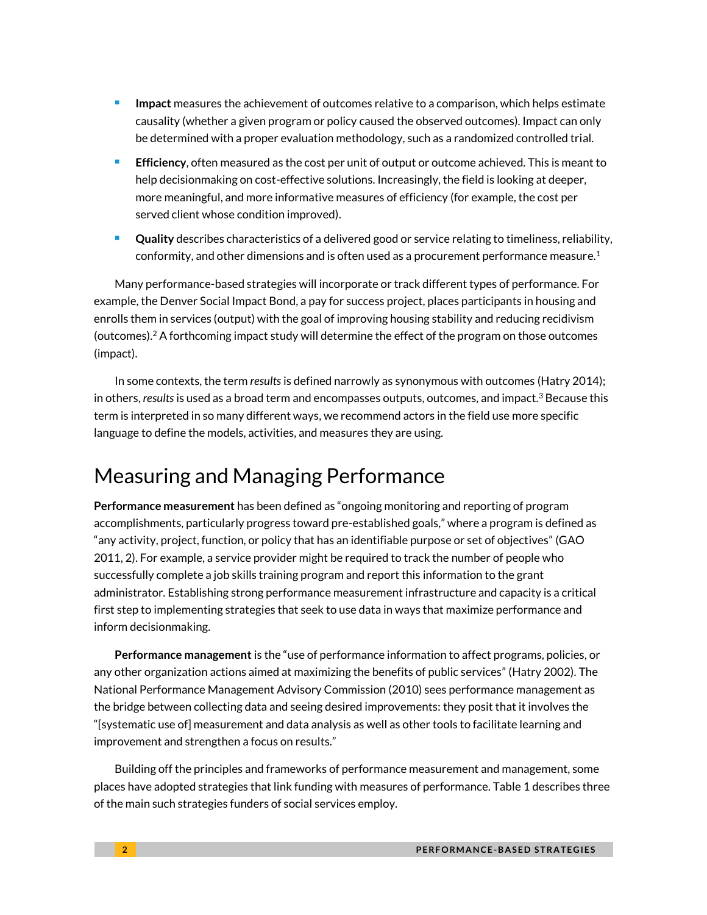- **Impact** measures the achievement of outcomes relative to a comparison, which helps estimate causality (whether a given program or policy caused the observed outcomes). Impact can only be determined with a proper evaluation methodology, such as a randomized controlled trial.
- **Efficiency**, often measured as the cost per unit of output or outcome achieved. This is meant to help decisionmaking on cost-effective solutions. Increasingly, the field is looking at deeper, more meaningful, and more informative measures of efficiency (for example, the cost per served client whose condition improved).
- **Quality** describes characteristics of a delivered good or service relating to timeliness, reliability, conformity, and other dimensions and is often used as a procurement performance measure.[1]

Many performance-based strategies will incorporate or track different types of performance. For example, the Denver Social Impact Bond, a pay for success project, places participants in housing and enrolls them in services (output) with the goal of improving housing stability and reducing recidivism (outcomes).[2] A forthcoming impact study will determine the effect of the program on those outcomes (impact).

In some contexts, the term *results* is defined narrowly as synonymous with outcomes (Hatry 2014); in others, *results* is used as a broad term and encompasses outputs, outcomes, and impact.[3] Because this term is interpreted in so many different ways, we recommend actors in the field use more specific language to define the models, activities, and measures they are using.

## Measuring and Managing Performance

**Performance measurement** has been defined as "ongoing monitoring and reporting of program accomplishments, particularly progress toward pre-established goals," where a program is defined as "any activity, project, function, or policy that has an identifiable purpose or set of objectives" (GAO 2011, 2). For example, a service provider might be required to track the number of people who successfully complete a job skills training program and report this information to the grant administrator. Establishing strong performance measurement infrastructure and capacity is a critical first step to implementing strategies that seek to use data in ways that maximize performance and inform decisionmaking.

**Performance management** is the "use of performance information to affect programs, policies, or any other organization actions aimed at maximizing the benefits of public services" (Hatry 2002). The National Performance Management Advisory Commission (2010) sees performance management as the bridge between collecting data and seeing desired improvements: they posit that it involves the "[systematic use of] measurement and data analysis as well as other tools to facilitate learning and improvement and strengthen a focus on results."

Building off the principles and frameworks of performance measurement and management, some places have adopted strategies that link funding with measures of performance. Table 1 describes three of the main such strategies funders of social services employ.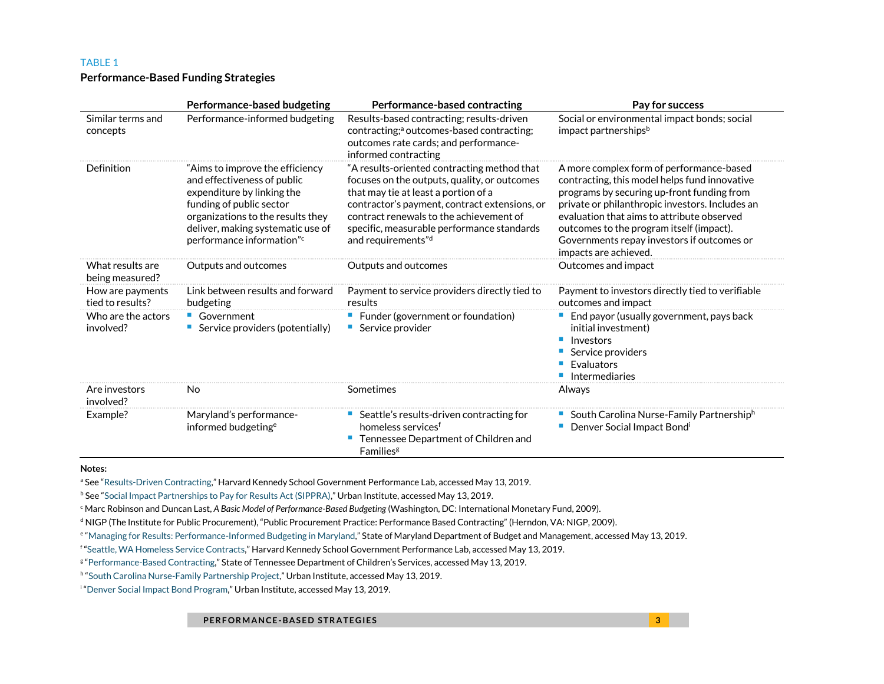TABLE 1

**Performance-Based Funding Strategies**

| | Performance-based budgeting | Performance-based contracting | Pay for success |
|---|---|---|---|
| Similar terms and concepts | Performance-informed budgeting | Results-based contracting; results-driven contracting;[a] outcomes-based contracting; outcomes rate cards; and performance-informed contracting | Social or environmental impact bonds; social impact partnerships[b] |
| Definition | "Aims to improve the efficiency and effectiveness of public expenditure by linking the funding of public sector organizations to the results they deliver, making systematic use of performance information"[c] | "A results-oriented contracting method that focuses on the outputs, quality, or outcomes that may tie at least a portion of a contractor's payment, contract extensions, or contract renewals to the achievement of specific, measurable performance standards and requirements"[d] | A more complex form of performance-based contracting, this model helps fund innovative programs by securing up-front funding from private or philanthropic investors. Includes an evaluation that aims to attribute observed outcomes to the program itself (impact). Governments repay investors if outcomes or impacts are achieved. |
| What results are being measured? | Outputs and outcomes | Outputs and outcomes | Outcomes and impact |
| How are payments tied to results? | Link between results and forward budgeting | Payment to service providers directly tied to results | Payment to investors directly tied to verifiable outcomes and impact |
| Who are the actors involved? | ▪ Government<br>▪ Service providers (potentially) | ▪ Funder (government or foundation)<br>▪ Service provider | ▪ End payor (usually government, pays back initial investment)<br>▪ Investors<br>▪ Service providers<br>▪ Evaluators<br>▪ Intermediaries |
| Are investors involved? | No | Sometimes | Always |
| Example? | Maryland's performance-informed budgeting[e] | ▪ Seattle's results-driven contracting for homeless services[f]<br>▪ Tennessee Department of Children and Families[g] | ▪ South Carolina Nurse-Family Partnership[h]<br>▪ Denver Social Impact Bond[i] |

**Notes:**

[a] See "Results-Driven Contracting," Harvard Kennedy School Government Performance Lab, accessed May 13, 2019.

[b] See "Social Impact Partnerships to Pay for Results Act (SIPPRA)," Urban Institute, accessed May 13, 2019.

[c] Marc Robinson and Duncan Last, *A Basic Model of Performance-Based Budgeting* (Washington, DC: International Monetary Fund, 2009).

[d] NIGP (The Institute for Public Procurement), "Public Procurement Practice: Performance Based Contracting" (Herndon, VA: NIGP, 2009).

[e] "Managing for Results: Performance-Informed Budgeting in Maryland," State of Maryland Department of Budget and Management, accessed May 13, 2019.

[f] "Seattle, WA Homeless Service Contracts," Harvard Kennedy School Government Performance Lab, accessed May 13, 2019.

[g] "Performance-Based Contracting," State of Tennessee Department of Children's Services, accessed May 13, 2019.

[h] "South Carolina Nurse-Family Partnership Project," Urban Institute, accessed May 13, 2019.

[i] "Denver Social Impact Bond Program," Urban Institute, accessed May 13, 2019.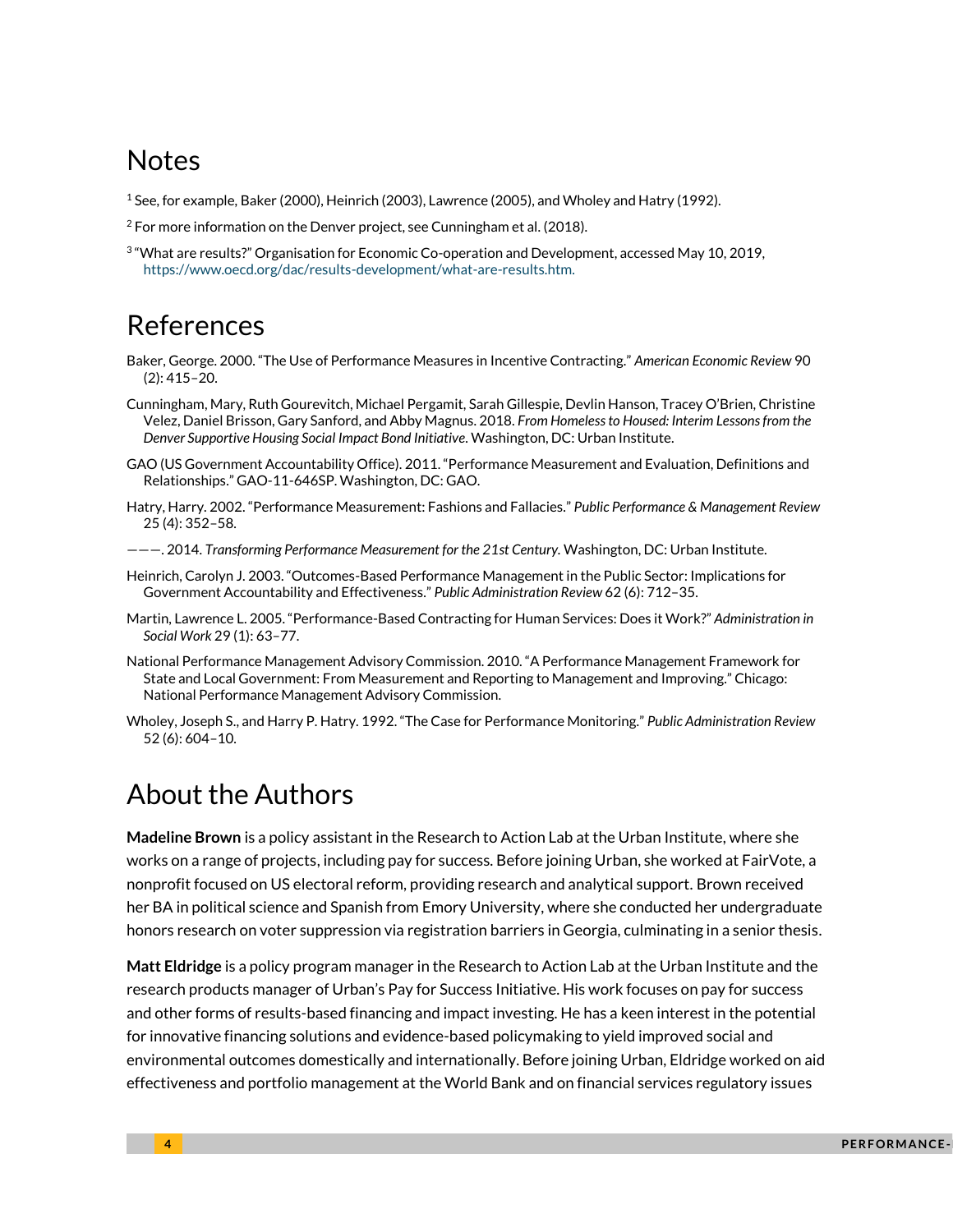## Notes

[1] See, for example, Baker (2000), Heinrich (2003), Lawrence (2005), and Wholey and Hatry (1992).

[2] For more information on the Denver project, see Cunningham et al. (2018).

[3] "What are results?" Organisation for Economic Co-operation and Development, accessed May 10, 2019, https://www.oecd.org/dac/results-development/what-are-results.htm.

## References

Baker, George. 2000. "The Use of Performance Measures in Incentive Contracting." *American Economic Review* 90 (2): 415–20.

Cunningham, Mary, Ruth Gourevitch, Michael Pergamit, Sarah Gillespie, Devlin Hanson, Tracey O'Brien, Christine Velez, Daniel Brisson, Gary Sanford, and Abby Magnus. 2018. *From Homeless to Housed: Interim Lessons from the Denver Supportive Housing Social Impact Bond Initiative*. Washington, DC: Urban Institute.

GAO (US Government Accountability Office). 2011. "Performance Measurement and Evaluation, Definitions and Relationships." GAO-11-646SP. Washington, DC: GAO.

Hatry, Harry. 2002. "Performance Measurement: Fashions and Fallacies." *Public Performance & Management Review* 25 (4): 352–58.

———. 2014. *Transforming Performance Measurement for the 21st Century*. Washington, DC: Urban Institute.

Heinrich, Carolyn J. 2003. "Outcomes-Based Performance Management in the Public Sector: Implications for Government Accountability and Effectiveness." *Public Administration Review* 62 (6): 712–35.

Martin, Lawrence L. 2005. "Performance-Based Contracting for Human Services: Does it Work?" *Administration in Social Work* 29 (1): 63–77.

National Performance Management Advisory Commission. 2010. "A Performance Management Framework for State and Local Government: From Measurement and Reporting to Management and Improving." Chicago: National Performance Management Advisory Commission.

Wholey, Joseph S., and Harry P. Hatry. 1992. "The Case for Performance Monitoring." *Public Administration Review* 52 (6): 604–10.

## About the Authors

**Madeline Brown** is a policy assistant in the Research to Action Lab at the Urban Institute, where she works on a range of projects, including pay for success. Before joining Urban, she worked at FairVote, a nonprofit focused on US electoral reform, providing research and analytical support. Brown received her BA in political science and Spanish from Emory University, where she conducted her undergraduate honors research on voter suppression via registration barriers in Georgia, culminating in a senior thesis.

**Matt Eldridge** is a policy program manager in the Research to Action Lab at the Urban Institute and the research products manager of Urban's Pay for Success Initiative. His work focuses on pay for success and other forms of results-based financing and impact investing. He has a keen interest in the potential for innovative financing solutions and evidence-based policymaking to yield improved social and environmental outcomes domestically and internationally. Before joining Urban, Eldridge worked on aid effectiveness and portfolio management at the World Bank and on financial services regulatory issues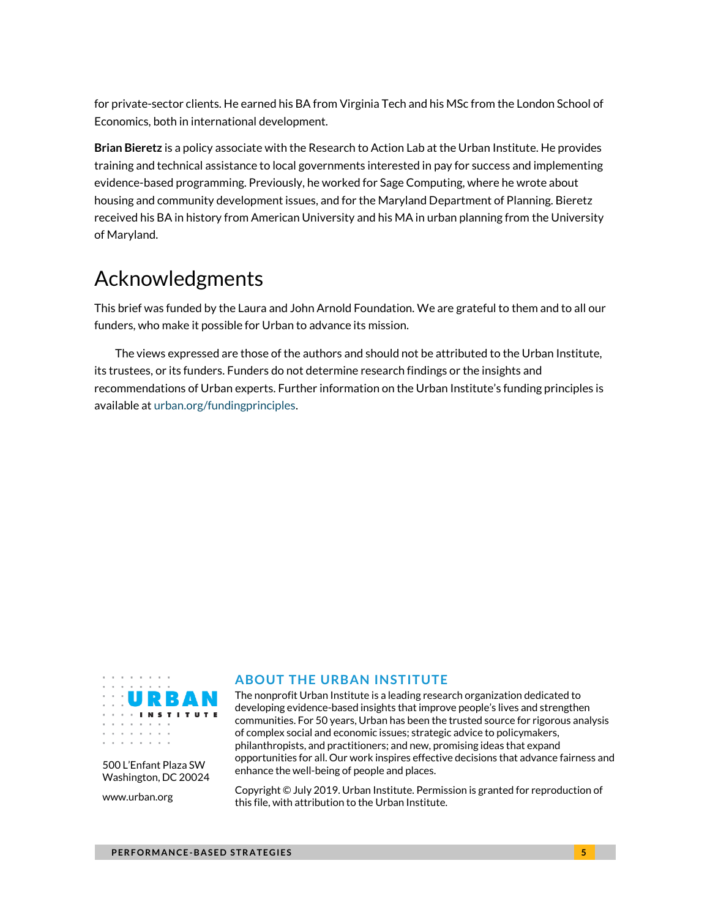for private-sector clients. He earned his BA from Virginia Tech and his MSc from the London School of Economics, both in international development.

**Brian Bieretz** is a policy associate with the Research to Action Lab at the Urban Institute. He provides training and technical assistance to local governments interested in pay for success and implementing evidence-based programming. Previously, he worked for Sage Computing, where he wrote about housing and community development issues, and for the Maryland Department of Planning. Bieretz received his BA in history from American University and his MA in urban planning from the University of Maryland.

# Acknowledgments

This brief was funded by the Laura and John Arnold Foundation. We are grateful to them and to all our funders, who make it possible for Urban to advance its mission.

The views expressed are those of the authors and should not be attributed to the Urban Institute, its trustees, or its funders. Funders do not determine research findings or the insights and recommendations of Urban experts. Further information on the Urban Institute's funding principles is available at urban.org/fundingprinciples.

URBAN INSTITUTE

500 L'Enfant Plaza SW
Washington, DC 20024

www.urban.org

## ABOUT THE URBAN INSTITUTE

The nonprofit Urban Institute is a leading research organization dedicated to developing evidence-based insights that improve people's lives and strengthen communities. For 50 years, Urban has been the trusted source for rigorous analysis of complex social and economic issues; strategic advice to policymakers, philanthropists, and practitioners; and new, promising ideas that expand opportunities for all. Our work inspires effective decisions that advance fairness and enhance the well-being of people and places.

Copyright © July 2019. Urban Institute. Permission is granted for reproduction of this file, with attribution to the Urban Institute.